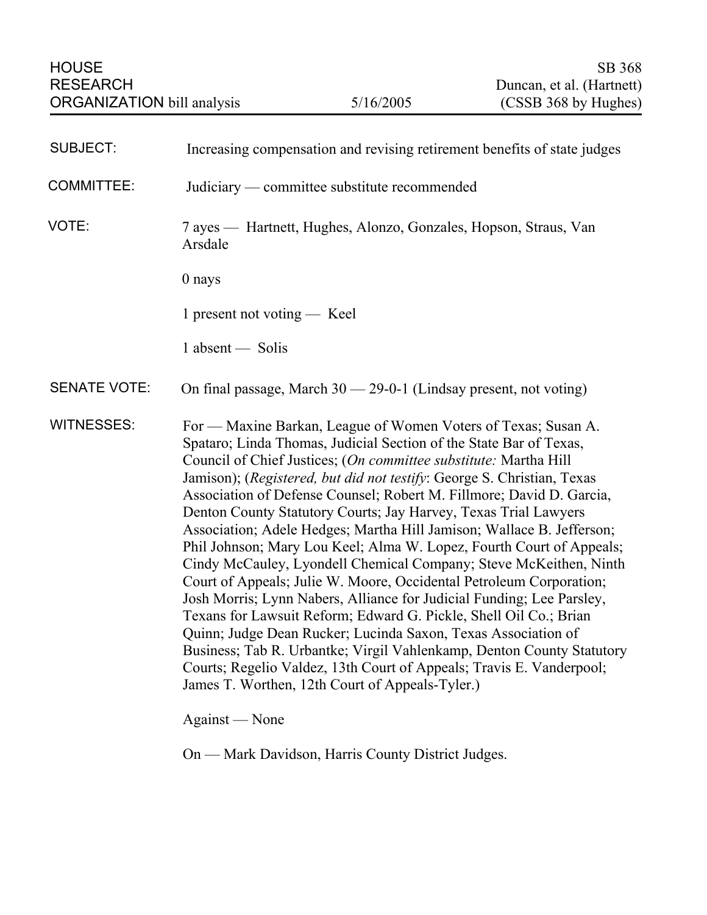HOUSE RESEARCH ORGANIZATION bill analysis | 5/16/2005 | SB 368 Duncan, et al. (Hartnett) (CSSB 368 by Hughes)

**SUBJECT:** Increasing compensation and revising retirement benefits of state judges

**COMMITTEE:** Judiciary — committee substitute recommended

**VOTE:** 7 ayes — Hartnett, Hughes, Alonzo, Gonzales, Hopson, Straus, Van Arsdale

0 nays

1 present not voting — Keel

1 absent — Solis

**SENATE VOTE:** On final passage, March 30 — 29-0-1 (Lindsay present, not voting)

**WITNESSES:** For — Maxine Barkan, League of Women Voters of Texas; Susan A. Spataro; Linda Thomas, Judicial Section of the State Bar of Texas, Council of Chief Justices; (*On committee substitute:* Martha Hill Jamison); (*Registered, but did not testify*: George S. Christian, Texas Association of Defense Counsel; Robert M. Fillmore; David D. Garcia, Denton County Statutory Courts; Jay Harvey, Texas Trial Lawyers Association; Adele Hedges; Martha Hill Jamison; Wallace B. Jefferson; Phil Johnson; Mary Lou Keel; Alma W. Lopez, Fourth Court of Appeals; Cindy McCauley, Lyondell Chemical Company; Steve McKeithen, Ninth Court of Appeals; Julie W. Moore, Occidental Petroleum Corporation; Josh Morris; Lynn Nabers, Alliance for Judicial Funding; Lee Parsley, Texans for Lawsuit Reform; Edward G. Pickle, Shell Oil Co.; Brian Quinn; Judge Dean Rucker; Lucinda Saxon, Texas Association of Business; Tab R. Urbantke; Virgil Vahlenkamp, Denton County Statutory Courts; Regelio Valdez, 13th Court of Appeals; Travis E. Vanderpool; James T. Worthen, 12th Court of Appeals-Tyler.)

Against — None

On — Mark Davidson, Harris County District Judges.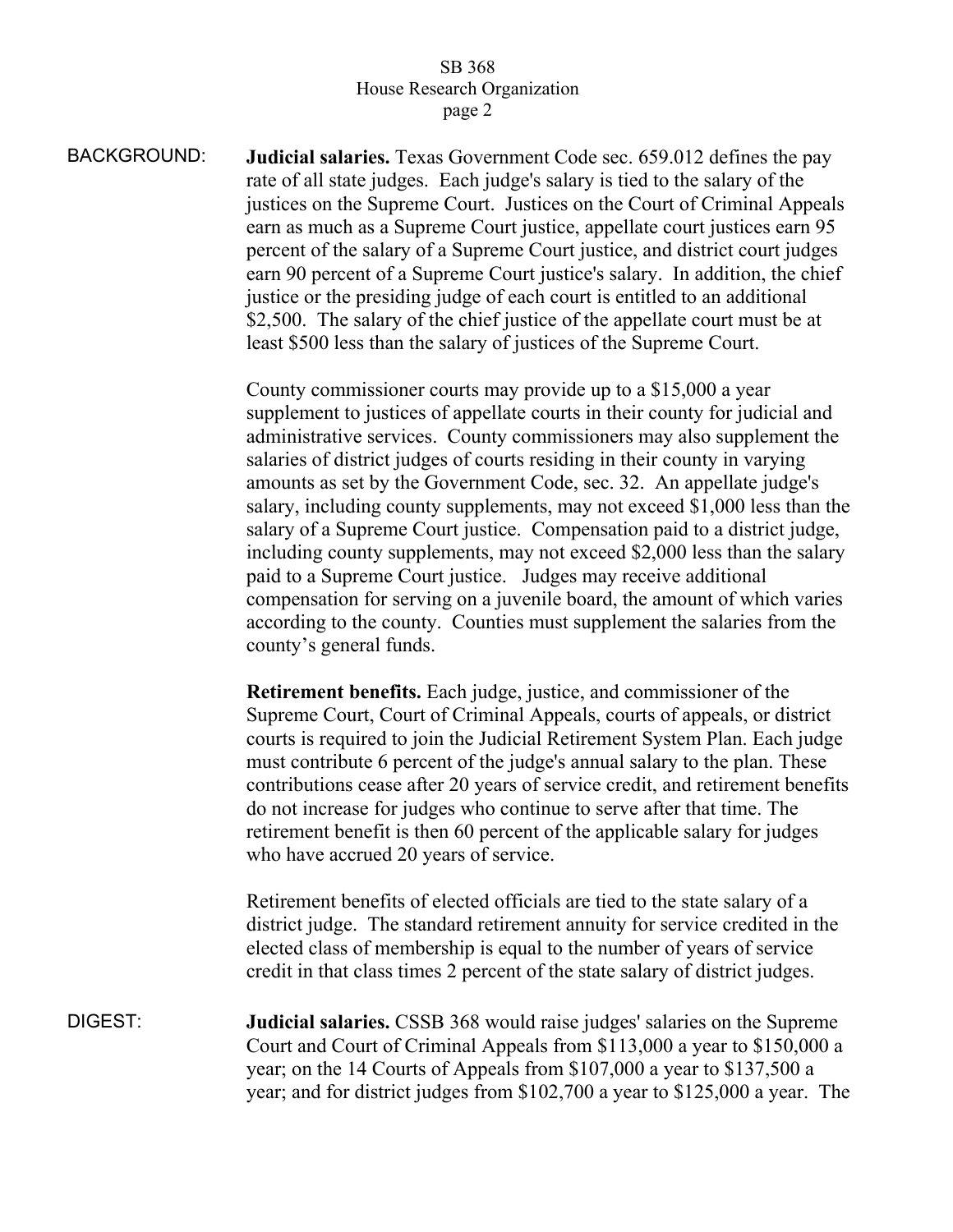**BACKGROUND:**

**Judicial salaries.** Texas Government Code sec. 659.012 defines the pay rate of all state judges. Each judge's salary is tied to the salary of the justices on the Supreme Court. Justices on the Court of Criminal Appeals earn as much as a Supreme Court justice, appellate court justices earn 95 percent of the salary of a Supreme Court justice, and district court judges earn 90 percent of a Supreme Court justice's salary. In addition, the chief justice or the presiding judge of each court is entitled to an additional $2,500. The salary of the chief justice of the appellate court must be at least $500 less than the salary of justices of the Supreme Court.

County commissioner courts may provide up to a $15,000 a year supplement to justices of appellate courts in their county for judicial and administrative services. County commissioners may also supplement the salaries of district judges of courts residing in their county in varying amounts as set by the Government Code, sec. 32. An appellate judge's salary, including county supplements, may not exceed $1,000 less than the salary of a Supreme Court justice. Compensation paid to a district judge, including county supplements, may not exceed $2,000 less than the salary paid to a Supreme Court justice. Judges may receive additional compensation for serving on a juvenile board, the amount of which varies according to the county. Counties must supplement the salaries from the county's general funds.

**Retirement benefits.** Each judge, justice, and commissioner of the Supreme Court, Court of Criminal Appeals, courts of appeals, or district courts is required to join the Judicial Retirement System Plan. Each judge must contribute 6 percent of the judge's annual salary to the plan. These contributions cease after 20 years of service credit, and retirement benefits do not increase for judges who continue to serve after that time. The retirement benefit is then 60 percent of the applicable salary for judges who have accrued 20 years of service.

Retirement benefits of elected officials are tied to the state salary of a district judge. The standard retirement annuity for service credited in the elected class of membership is equal to the number of years of service credit in that class times 2 percent of the state salary of district judges.

**DIGEST:**

**Judicial salaries.** CSSB 368 would raise judges' salaries on the Supreme Court and Court of Criminal Appeals from $113,000 a year to $150,000 a year; on the 14 Courts of Appeals from $107,000 a year to $137,500 a year; and for district judges from $102,700 a year to $125,000 a year. The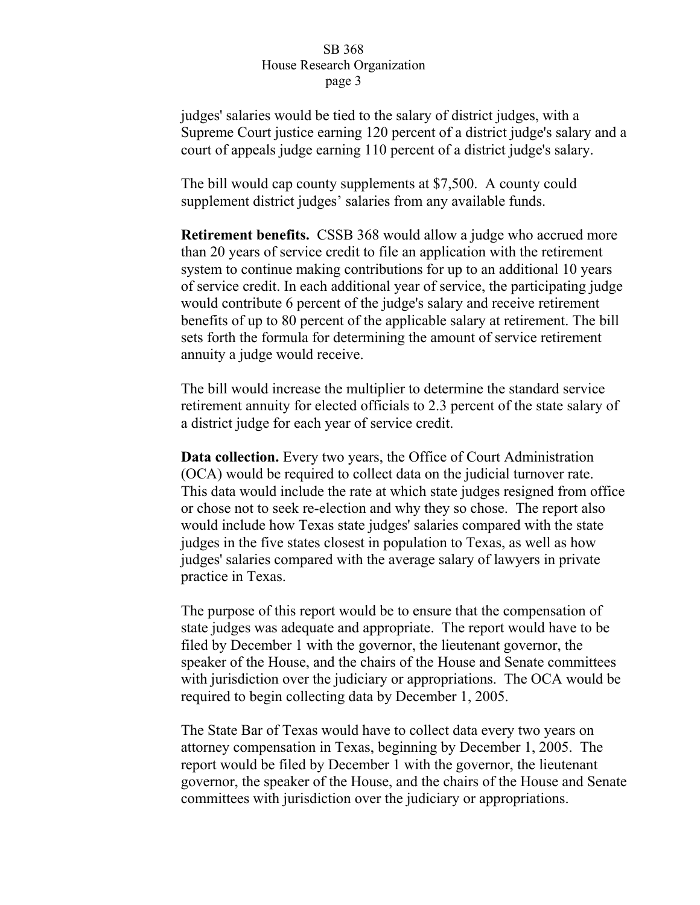judges' salaries would be tied to the salary of district judges, with a Supreme Court justice earning 120 percent of a district judge's salary and a court of appeals judge earning 110 percent of a district judge's salary.

The bill would cap county supplements at $7,500. A county could supplement district judges' salaries from any available funds.

**Retirement benefits.** CSSB 368 would allow a judge who accrued more than 20 years of service credit to file an application with the retirement system to continue making contributions for up to an additional 10 years of service credit. In each additional year of service, the participating judge would contribute 6 percent of the judge's salary and receive retirement benefits of up to 80 percent of the applicable salary at retirement. The bill sets forth the formula for determining the amount of service retirement annuity a judge would receive.

The bill would increase the multiplier to determine the standard service retirement annuity for elected officials to 2.3 percent of the state salary of a district judge for each year of service credit.

**Data collection.** Every two years, the Office of Court Administration (OCA) would be required to collect data on the judicial turnover rate. This data would include the rate at which state judges resigned from office or chose not to seek re-election and why they so chose. The report also would include how Texas state judges' salaries compared with the state judges in the five states closest in population to Texas, as well as how judges' salaries compared with the average salary of lawyers in private practice in Texas.

The purpose of this report would be to ensure that the compensation of state judges was adequate and appropriate. The report would have to be filed by December 1 with the governor, the lieutenant governor, the speaker of the House, and the chairs of the House and Senate committees with jurisdiction over the judiciary or appropriations. The OCA would be required to begin collecting data by December 1, 2005.

The State Bar of Texas would have to collect data every two years on attorney compensation in Texas, beginning by December 1, 2005. The report would be filed by December 1 with the governor, the lieutenant governor, the speaker of the House, and the chairs of the House and Senate committees with jurisdiction over the judiciary or appropriations.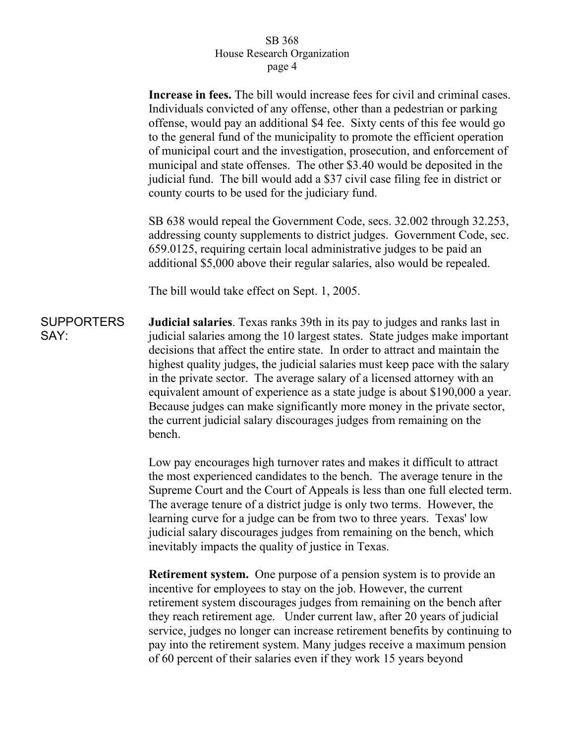**Increase in fees.** The bill would increase fees for civil and criminal cases. Individuals convicted of any offense, other than a pedestrian or parking offense, would pay an additional $4 fee. Sixty cents of this fee would go to the general fund of the municipality to promote the efficient operation of municipal court and the investigation, prosecution, and enforcement of municipal and state offenses. The other $3.40 would be deposited in the judicial fund. The bill would add a $37 civil case filing fee in district or county courts to be used for the judiciary fund.

SB 638 would repeal the Government Code, secs. 32.002 through 32.253, addressing county supplements to district judges. Government Code, sec. 659.0125, requiring certain local administrative judges to be paid an additional $5,000 above their regular salaries, also would be repealed.

The bill would take effect on Sept. 1, 2005.

SUPPORTERS SAY:

**Judicial salaries**. Texas ranks 39th in its pay to judges and ranks last in judicial salaries among the 10 largest states. State judges make important decisions that affect the entire state. In order to attract and maintain the highest quality judges, the judicial salaries must keep pace with the salary in the private sector. The average salary of a licensed attorney with an equivalent amount of experience as a state judge is about $190,000 a year. Because judges can make significantly more money in the private sector, the current judicial salary discourages judges from remaining on the bench.

Low pay encourages high turnover rates and makes it difficult to attract the most experienced candidates to the bench. The average tenure in the Supreme Court and the Court of Appeals is less than one full elected term. The average tenure of a district judge is only two terms. However, the learning curve for a judge can be from two to three years. Texas' low judicial salary discourages judges from remaining on the bench, which inevitably impacts the quality of justice in Texas.

**Retirement system.** One purpose of a pension system is to provide an incentive for employees to stay on the job. However, the current retirement system discourages judges from remaining on the bench after they reach retirement age. Under current law, after 20 years of judicial service, judges no longer can increase retirement benefits by continuing to pay into the retirement system. Many judges receive a maximum pension of 60 percent of their salaries even if they work 15 years beyond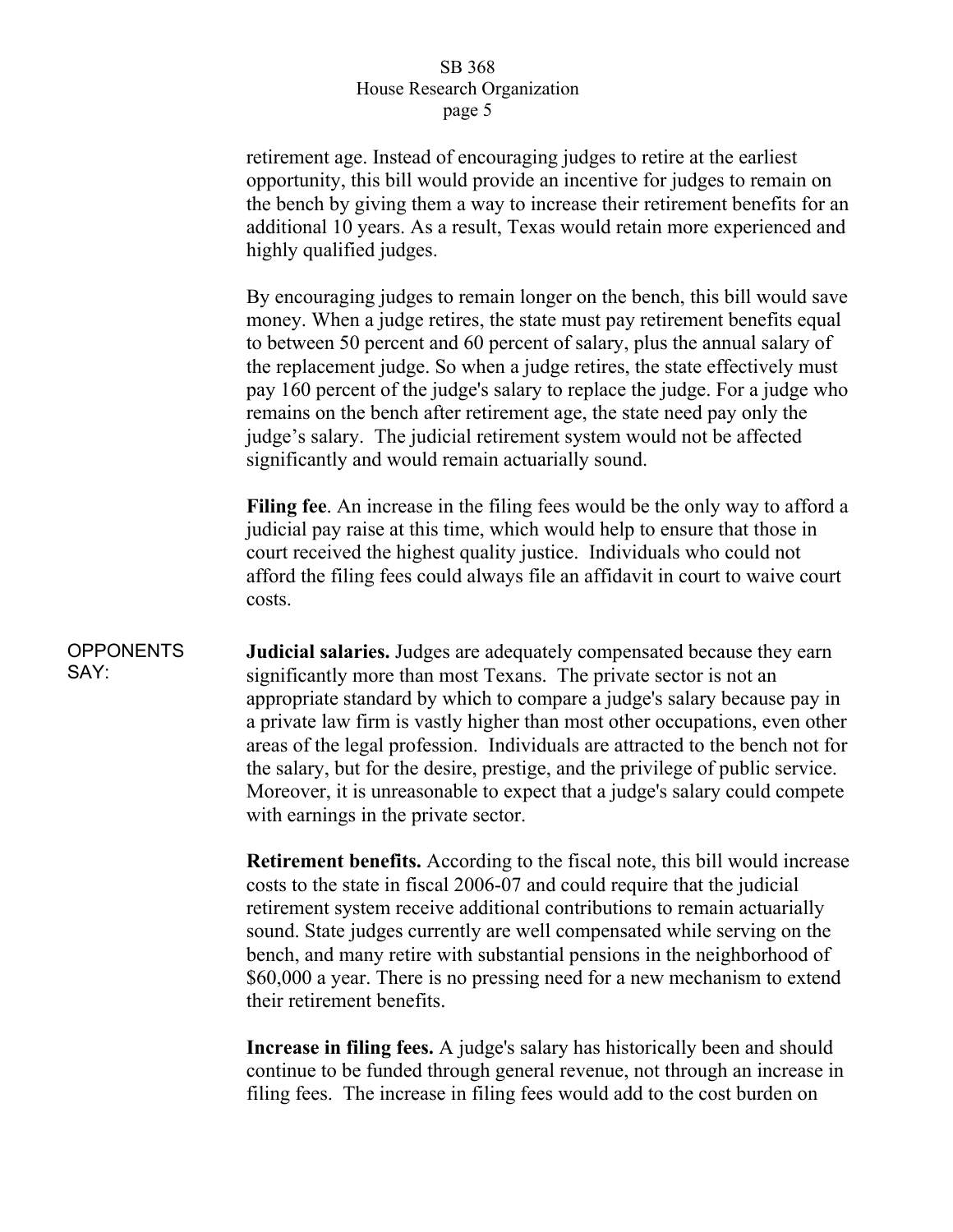retirement age. Instead of encouraging judges to retire at the earliest opportunity, this bill would provide an incentive for judges to remain on the bench by giving them a way to increase their retirement benefits for an additional 10 years. As a result, Texas would retain more experienced and highly qualified judges.

By encouraging judges to remain longer on the bench, this bill would save money. When a judge retires, the state must pay retirement benefits equal to between 50 percent and 60 percent of salary, plus the annual salary of the replacement judge. So when a judge retires, the state effectively must pay 160 percent of the judge's salary to replace the judge. For a judge who remains on the bench after retirement age, the state need pay only the judge's salary. The judicial retirement system would not be affected significantly and would remain actuarially sound.

**Filing fee**. An increase in the filing fees would be the only way to afford a judicial pay raise at this time, which would help to ensure that those in court received the highest quality justice. Individuals who could not afford the filing fees could always file an affidavit in court to waive court costs.

OPPONENTS SAY:

**Judicial salaries.** Judges are adequately compensated because they earn significantly more than most Texans. The private sector is not an appropriate standard by which to compare a judge's salary because pay in a private law firm is vastly higher than most other occupations, even other areas of the legal profession. Individuals are attracted to the bench not for the salary, but for the desire, prestige, and the privilege of public service. Moreover, it is unreasonable to expect that a judge's salary could compete with earnings in the private sector.

**Retirement benefits.** According to the fiscal note, this bill would increase costs to the state in fiscal 2006-07 and could require that the judicial retirement system receive additional contributions to remain actuarially sound. State judges currently are well compensated while serving on the bench, and many retire with substantial pensions in the neighborhood of $60,000 a year. There is no pressing need for a new mechanism to extend their retirement benefits.

**Increase in filing fees.** A judge's salary has historically been and should continue to be funded through general revenue, not through an increase in filing fees. The increase in filing fees would add to the cost burden on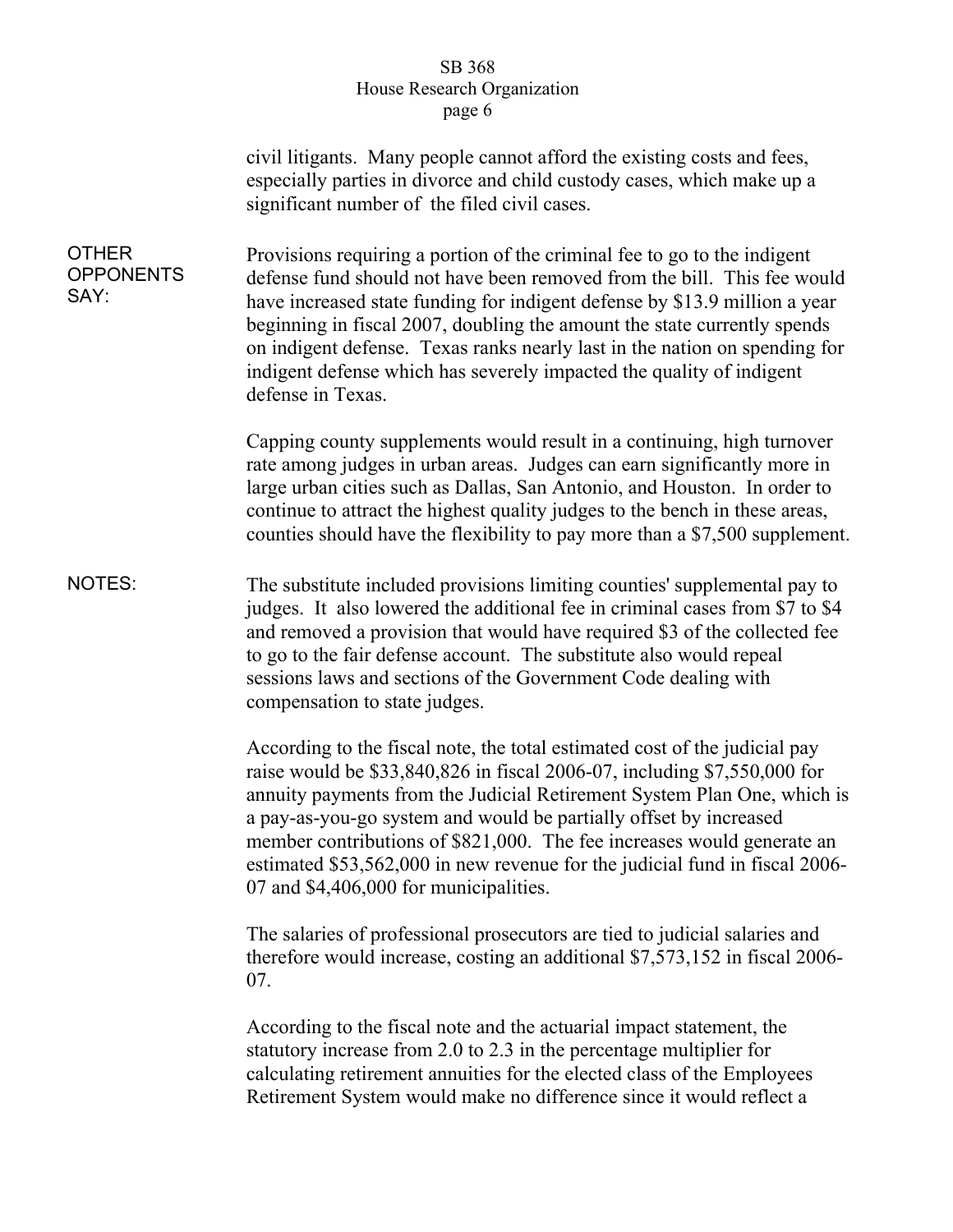civil litigants. Many people cannot afford the existing costs and fees, especially parties in divorce and child custody cases, which make up a significant number of the filed civil cases.

**OTHER OPPONENTS SAY:**

Provisions requiring a portion of the criminal fee to go to the indigent defense fund should not have been removed from the bill. This fee would have increased state funding for indigent defense by $13.9 million a year beginning in fiscal 2007, doubling the amount the state currently spends on indigent defense. Texas ranks nearly last in the nation on spending for indigent defense which has severely impacted the quality of indigent defense in Texas.

Capping county supplements would result in a continuing, high turnover rate among judges in urban areas. Judges can earn significantly more in large urban cities such as Dallas, San Antonio, and Houston. In order to continue to attract the highest quality judges to the bench in these areas, counties should have the flexibility to pay more than a $7,500 supplement.

**NOTES:**

The substitute included provisions limiting counties' supplemental pay to judges. It also lowered the additional fee in criminal cases from $7 to $4 and removed a provision that would have required $3 of the collected fee to go to the fair defense account. The substitute also would repeal sessions laws and sections of the Government Code dealing with compensation to state judges.

According to the fiscal note, the total estimated cost of the judicial pay raise would be $33,840,826 in fiscal 2006-07, including $7,550,000 for annuity payments from the Judicial Retirement System Plan One, which is a pay-as-you-go system and would be partially offset by increased member contributions of $821,000. The fee increases would generate an estimated $53,562,000 in new revenue for the judicial fund in fiscal 2006-07 and $4,406,000 for municipalities.

The salaries of professional prosecutors are tied to judicial salaries and therefore would increase, costing an additional $7,573,152 in fiscal 2006-07.

According to the fiscal note and the actuarial impact statement, the statutory increase from 2.0 to 2.3 in the percentage multiplier for calculating retirement annuities for the elected class of the Employees Retirement System would make no difference since it would reflect a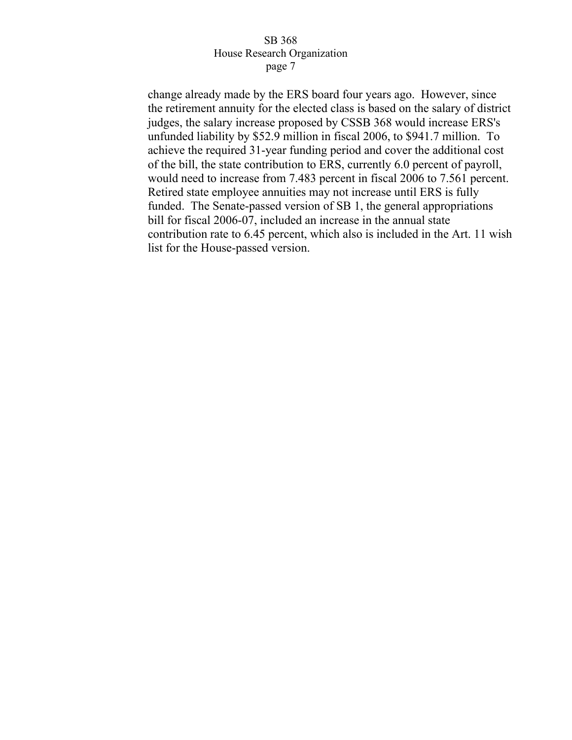change already made by the ERS board four years ago. However, since the retirement annuity for the elected class is based on the salary of district judges, the salary increase proposed by CSSB 368 would increase ERS's unfunded liability by $52.9 million in fiscal 2006, to $941.7 million. To achieve the required 31-year funding period and cover the additional cost of the bill, the state contribution to ERS, currently 6.0 percent of payroll, would need to increase from 7.483 percent in fiscal 2006 to 7.561 percent. Retired state employee annuities may not increase until ERS is fully funded. The Senate-passed version of SB 1, the general appropriations bill for fiscal 2006-07, included an increase in the annual state contribution rate to 6.45 percent, which also is included in the Art. 11 wish list for the House-passed version.